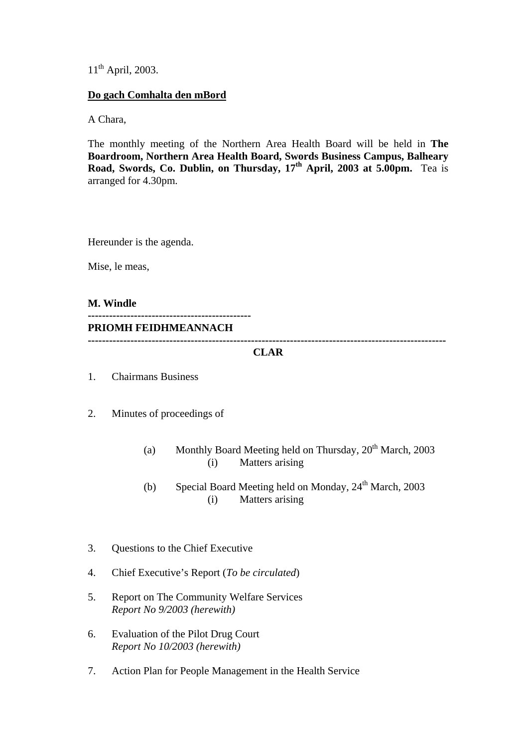11th April, 2003.

**Do gach Comhalta den mBord**

A Chara,

The monthly meeting of the Northern Area Health Board will be held in **The Boardroom, Northern Area Health Board, Swords Business Campus, Balheary Road, Swords, Co. Dublin, on Thursday, 17th April, 2003 at 5.00pm.** Tea is arranged for 4.30pm.

Hereunder is the agenda.

Mise, le meas,

**M. Windle**

---

**PRIOMH FEIDHMEANNACH**

---

**CLAR**

1. Chairmans Business

2. Minutes of proceedings of

   (a) Monthly Board Meeting held on Thursday, 20th March, 2003
      (i) Matters arising

   (b) Special Board Meeting held on Monday, 24th March, 2003
      (i) Matters arising

3. Questions to the Chief Executive

4. Chief Executive's Report (*To be circulated*)

5. Report on The Community Welfare Services
   *Report No 9/2003 (herewith)*

6. Evaluation of the Pilot Drug Court
   *Report No 10/2003 (herewith)*

7. Action Plan for People Management in the Health Service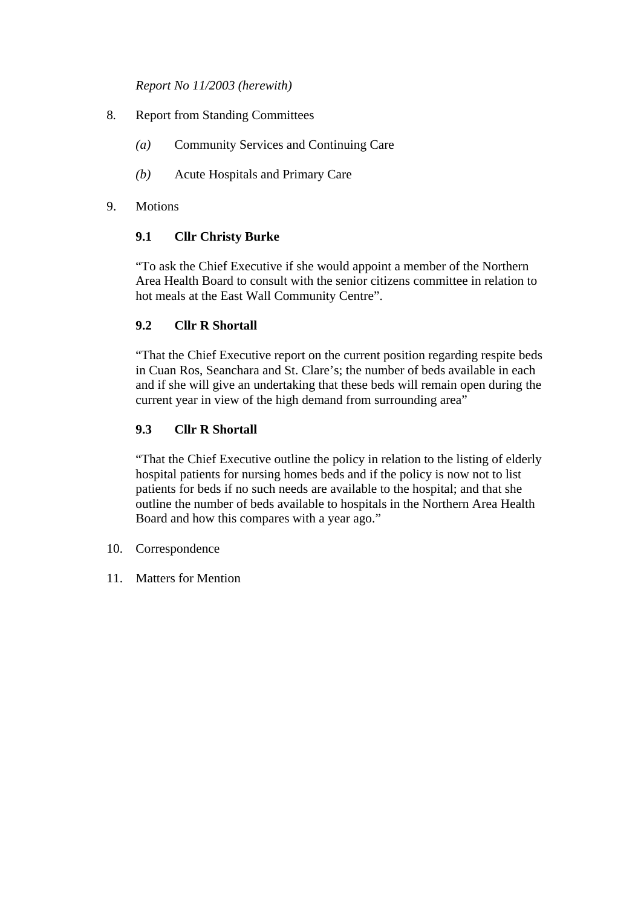*Report No 11/2003 (herewith)*

8. Report from Standing Committees

   *(a)* Community Services and Continuing Care

   *(b)* Acute Hospitals and Primary Care

9. Motions

   **9.1 Cllr Christy Burke**

   "To ask the Chief Executive if she would appoint a member of the Northern Area Health Board to consult with the senior citizens committee in relation to hot meals at the East Wall Community Centre".

   **9.2 Cllr R Shortall**

   "That the Chief Executive report on the current position regarding respite beds in Cuan Ros, Seanchara and St. Clare's; the number of beds available in each and if she will give an undertaking that these beds will remain open during the current year in view of the high demand from surrounding area"

   **9.3 Cllr R Shortall**

   "That the Chief Executive outline the policy in relation to the listing of elderly hospital patients for nursing homes beds and if the policy is now not to list patients for beds if no such needs are available to the hospital; and that she outline the number of beds available to hospitals in the Northern Area Health Board and how this compares with a year ago."

10. Correspondence

11. Matters for Mention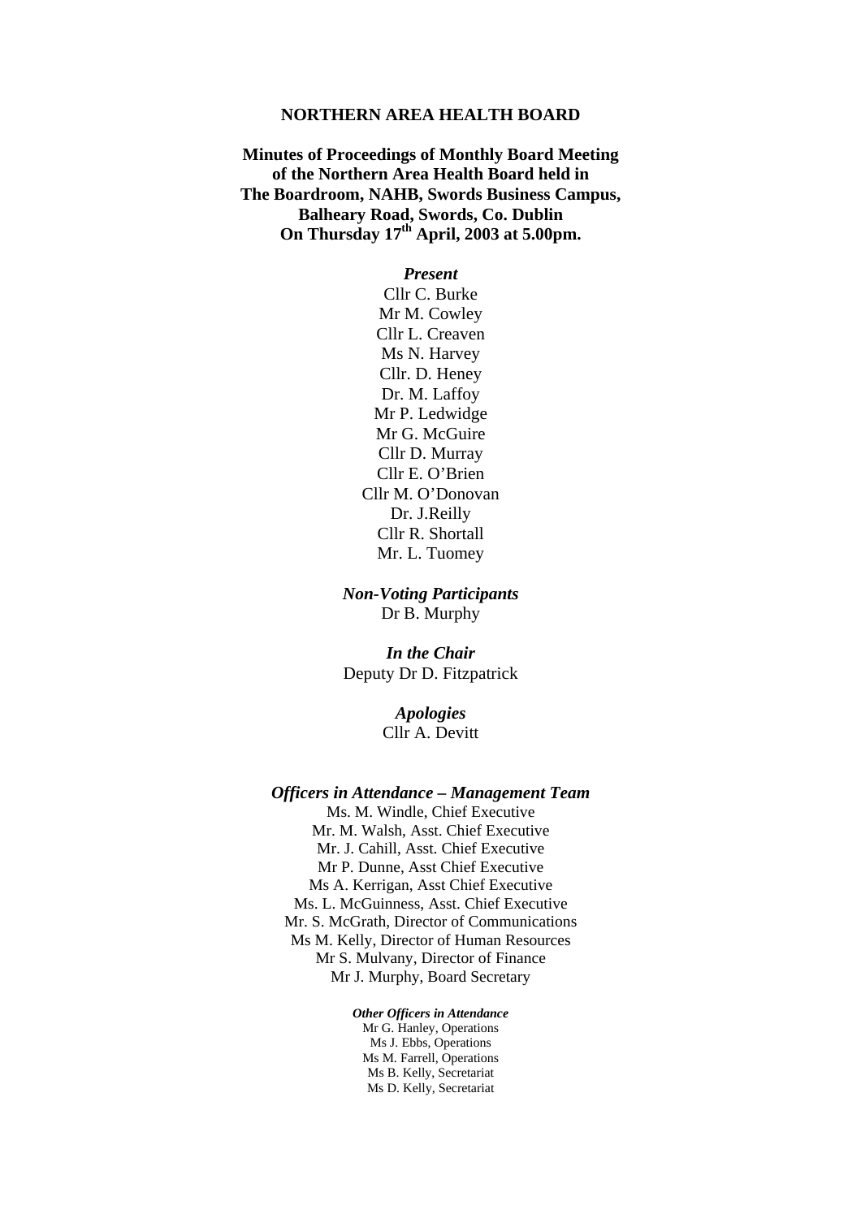**NORTHERN AREA HEALTH BOARD**

**Minutes of Proceedings of Monthly Board Meeting of the Northern Area Health Board held in The Boardroom, NAHB, Swords Business Campus, Balheary Road, Swords, Co. Dublin On Thursday 17th April, 2003 at 5.00pm.**

***Present***

Cllr C. Burke
Mr M. Cowley
Cllr L. Creaven
Ms N. Harvey
Cllr. D. Heney
Dr. M. Laffoy
Mr P. Ledwidge
Mr G. McGuire
Cllr D. Murray
Cllr E. O'Brien
Cllr M. O'Donovan
Dr. J.Reilly
Cllr R. Shortall
Mr. L. Tuomey

***Non-Voting Participants***

Dr B. Murphy

***In the Chair***

Deputy Dr D. Fitzpatrick

***Apologies***

Cllr A. Devitt

***Officers in Attendance – Management Team***

Ms. M. Windle, Chief Executive
Mr. M. Walsh, Asst. Chief Executive
Mr. J. Cahill, Asst. Chief Executive
Mr P. Dunne, Asst Chief Executive
Ms A. Kerrigan, Asst Chief Executive
Ms. L. McGuinness, Asst. Chief Executive
Mr. S. McGrath, Director of Communications
Ms M. Kelly, Director of Human Resources
Mr S. Mulvany, Director of Finance
Mr J. Murphy, Board Secretary

***Other Officers in Attendance***

Mr G. Hanley, Operations
Ms J. Ebbs, Operations
Ms M. Farrell, Operations
Ms B. Kelly, Secretariat
Ms D. Kelly, Secretariat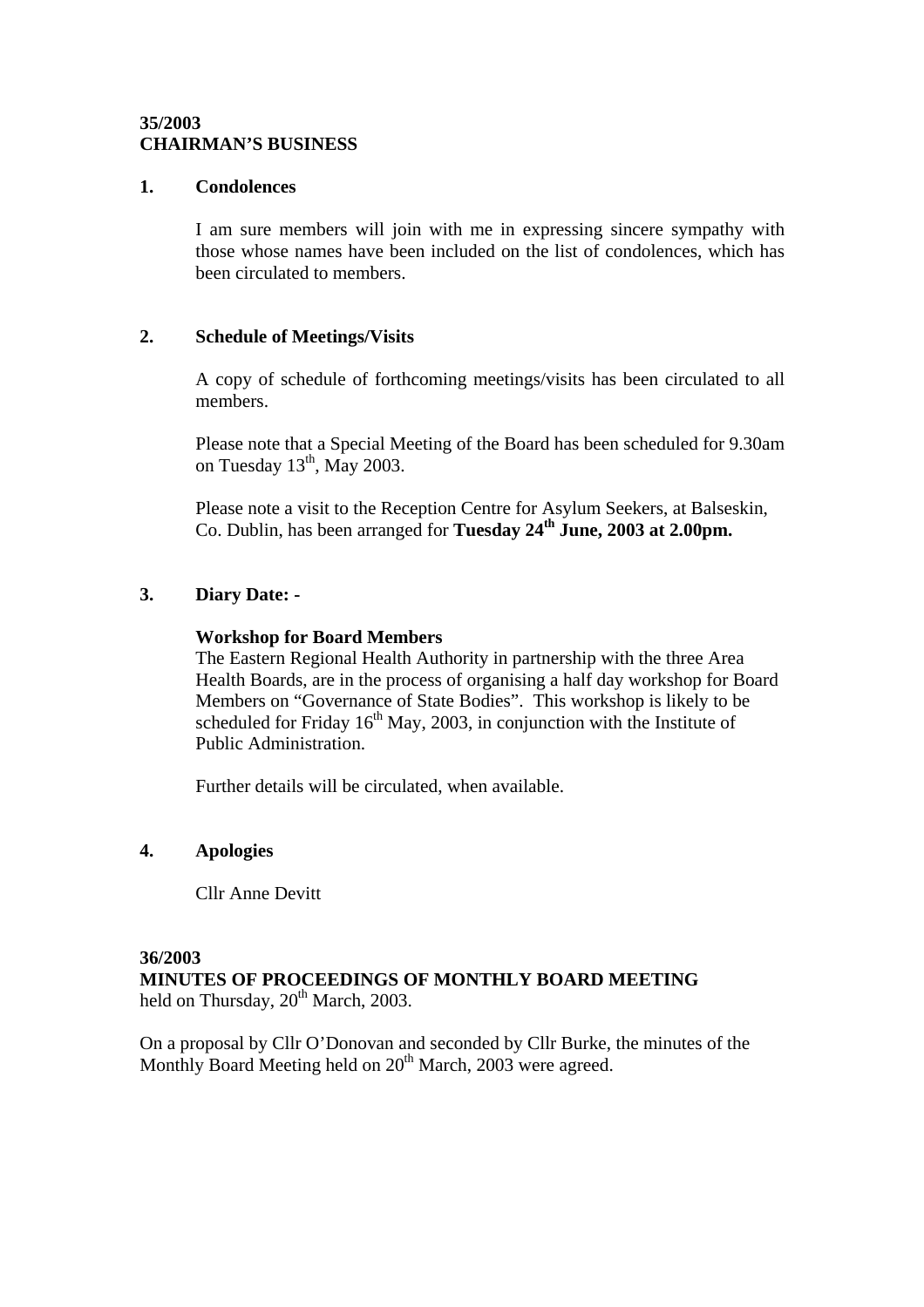**35/2003**
**CHAIRMAN'S BUSINESS**

**1. Condolences**

I am sure members will join with me in expressing sincere sympathy with those whose names have been included on the list of condolences, which has been circulated to members.

**2. Schedule of Meetings/Visits**

A copy of schedule of forthcoming meetings/visits has been circulated to all members.

Please note that a Special Meeting of the Board has been scheduled for 9.30am on Tuesday 13th, May 2003.

Please note a visit to the Reception Centre for Asylum Seekers, at Balseskin, Co. Dublin, has been arranged for **Tuesday 24th June, 2003 at 2.00pm.**

**3. Diary Date: -**

**Workshop for Board Members**
The Eastern Regional Health Authority in partnership with the three Area Health Boards, are in the process of organising a half day workshop for Board Members on "Governance of State Bodies". This workshop is likely to be scheduled for Friday 16th May, 2003, in conjunction with the Institute of Public Administration.

Further details will be circulated, when available.

**4. Apologies**

Cllr Anne Devitt

**36/2003**
**MINUTES OF PROCEEDINGS OF MONTHLY BOARD MEETING**
held on Thursday, 20th March, 2003.

On a proposal by Cllr O'Donovan and seconded by Cllr Burke, the minutes of the Monthly Board Meeting held on 20th March, 2003 were agreed.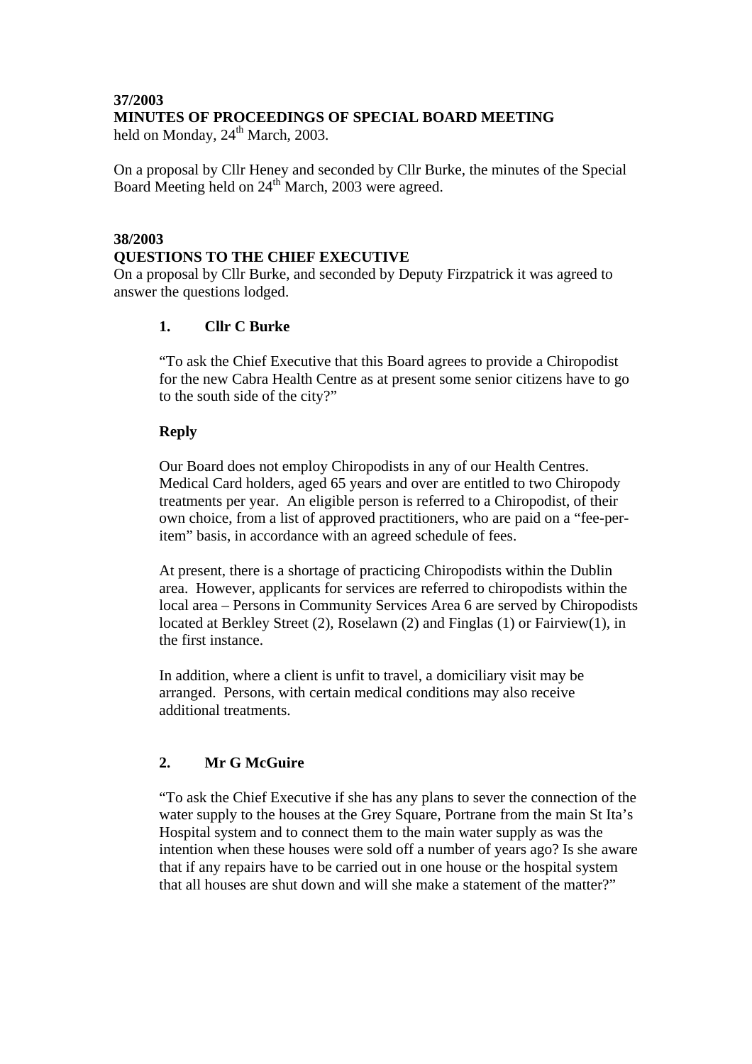**37/2003**
**MINUTES OF PROCEEDINGS OF SPECIAL BOARD MEETING**
held on Monday, 24th March, 2003.

On a proposal by Cllr Heney and seconded by Cllr Burke, the minutes of the Special Board Meeting held on 24th March, 2003 were agreed.

**38/2003**
**QUESTIONS TO THE CHIEF EXECUTIVE**
On a proposal by Cllr Burke, and seconded by Deputy Firzpatrick it was agreed to answer the questions lodged.

**1. Cllr C Burke**

"To ask the Chief Executive that this Board agrees to provide a Chiropodist for the new Cabra Health Centre as at present some senior citizens have to go to the south side of the city?"

**Reply**

Our Board does not employ Chiropodists in any of our Health Centres. Medical Card holders, aged 65 years and over are entitled to two Chiropody treatments per year. An eligible person is referred to a Chiropodist, of their own choice, from a list of approved practitioners, who are paid on a "fee-per-item" basis, in accordance with an agreed schedule of fees.

At present, there is a shortage of practicing Chiropodists within the Dublin area. However, applicants for services are referred to chiropodists within the local area – Persons in Community Services Area 6 are served by Chiropodists located at Berkley Street (2), Roselawn (2) and Finglas (1) or Fairview(1), in the first instance.

In addition, where a client is unfit to travel, a domiciliary visit may be arranged. Persons, with certain medical conditions may also receive additional treatments.

**2. Mr G McGuire**

"To ask the Chief Executive if she has any plans to sever the connection of the water supply to the houses at the Grey Square, Portrane from the main St Ita's Hospital system and to connect them to the main water supply as was the intention when these houses were sold off a number of years ago? Is she aware that if any repairs have to be carried out in one house or the hospital system that all houses are shut down and will she make a statement of the matter?"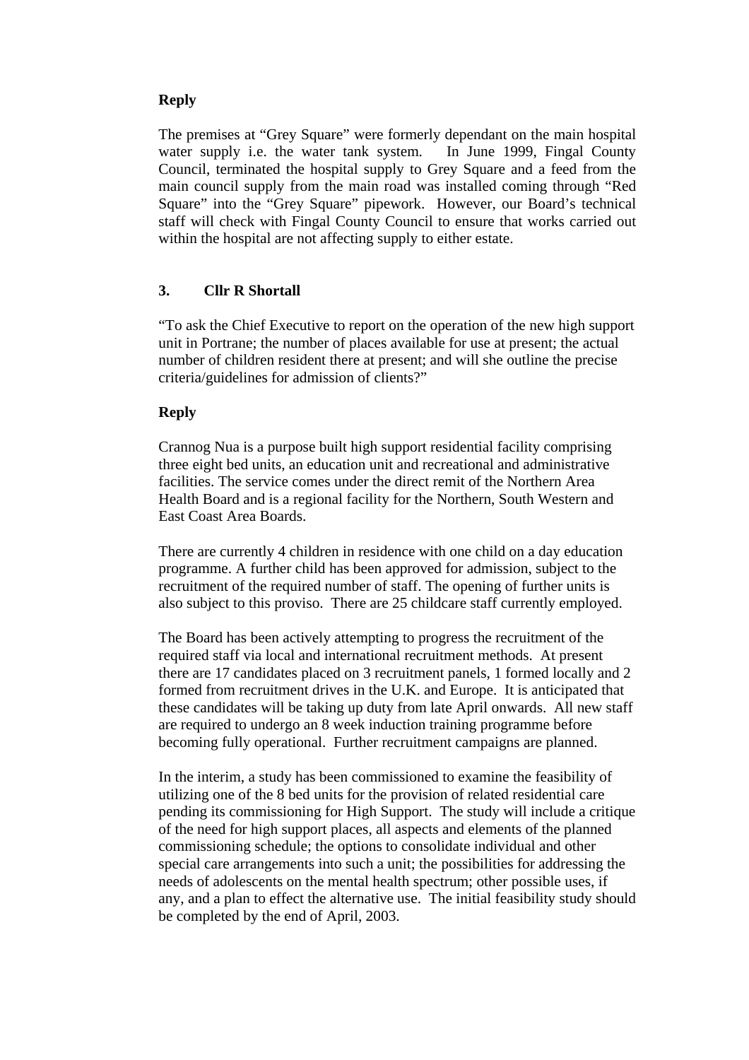**Reply**

The premises at "Grey Square" were formerly dependant on the main hospital water supply i.e. the water tank system. In June 1999, Fingal County Council, terminated the hospital supply to Grey Square and a feed from the main council supply from the main road was installed coming through "Red Square" into the "Grey Square" pipework. However, our Board's technical staff will check with Fingal County Council to ensure that works carried out within the hospital are not affecting supply to either estate.

**3. Cllr R Shortall**

"To ask the Chief Executive to report on the operation of the new high support unit in Portrane; the number of places available for use at present; the actual number of children resident there at present; and will she outline the precise criteria/guidelines for admission of clients?"

**Reply**

Crannog Nua is a purpose built high support residential facility comprising three eight bed units, an education unit and recreational and administrative facilities. The service comes under the direct remit of the Northern Area Health Board and is a regional facility for the Northern, South Western and East Coast Area Boards.

There are currently 4 children in residence with one child on a day education programme. A further child has been approved for admission, subject to the recruitment of the required number of staff. The opening of further units is also subject to this proviso. There are 25 childcare staff currently employed.

The Board has been actively attempting to progress the recruitment of the required staff via local and international recruitment methods. At present there are 17 candidates placed on 3 recruitment panels, 1 formed locally and 2 formed from recruitment drives in the U.K. and Europe. It is anticipated that these candidates will be taking up duty from late April onwards. All new staff are required to undergo an 8 week induction training programme before becoming fully operational. Further recruitment campaigns are planned.

In the interim, a study has been commissioned to examine the feasibility of utilizing one of the 8 bed units for the provision of related residential care pending its commissioning for High Support. The study will include a critique of the need for high support places, all aspects and elements of the planned commissioning schedule; the options to consolidate individual and other special care arrangements into such a unit; the possibilities for addressing the needs of adolescents on the mental health spectrum; other possible uses, if any, and a plan to effect the alternative use. The initial feasibility study should be completed by the end of April, 2003.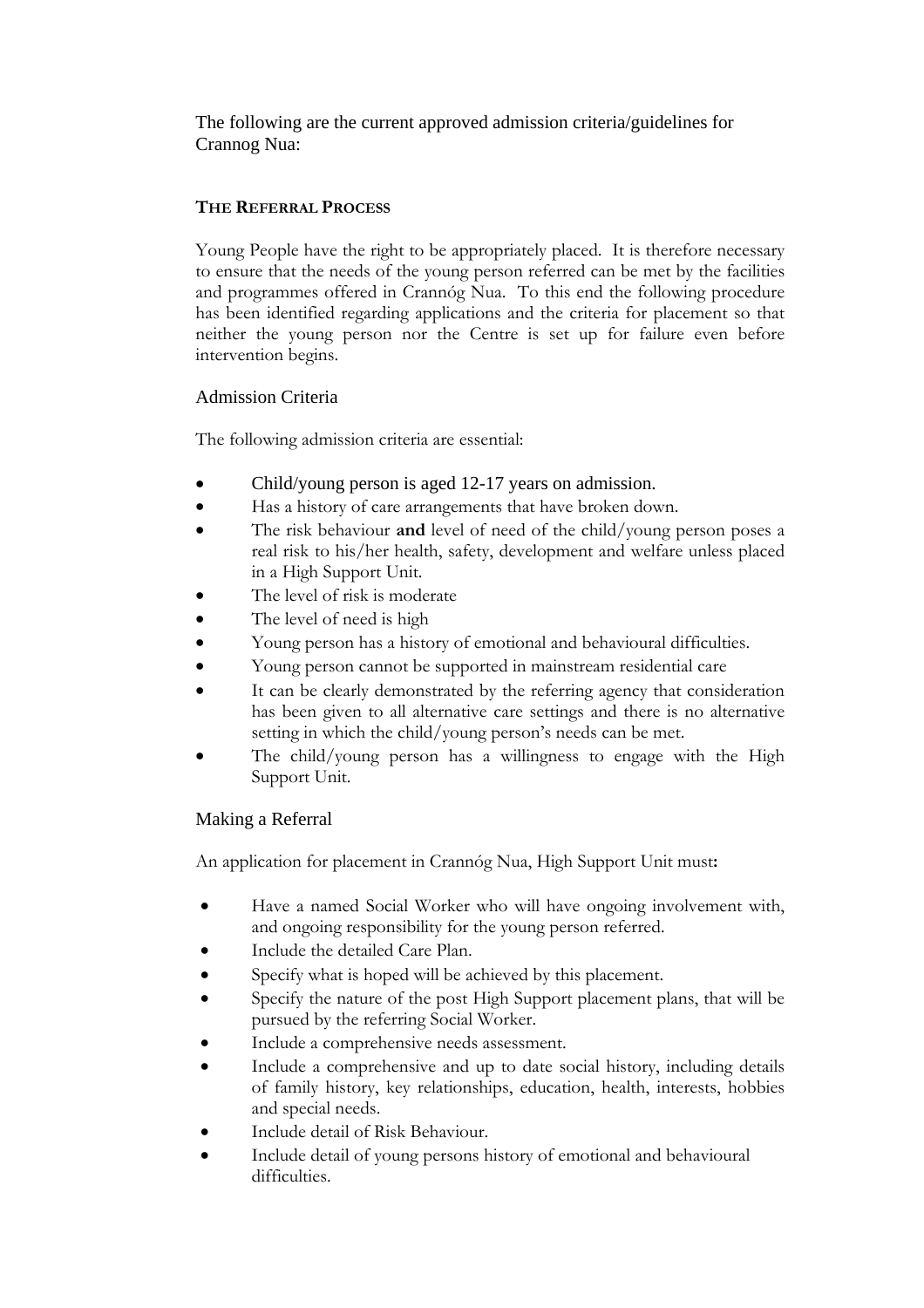The following are the current approved admission criteria/guidelines for Crannog Nua:

## THE REFERRAL PROCESS

Young People have the right to be appropriately placed. It is therefore necessary to ensure that the needs of the young person referred can be met by the facilities and programmes offered in Crannóg Nua. To this end the following procedure has been identified regarding applications and the criteria for placement so that neither the young person nor the Centre is set up for failure even before intervention begins.

### Admission Criteria

The following admission criteria are essential:

- Child/young person is aged 12-17 years on admission.
- Has a history of care arrangements that have broken down.
- The risk behaviour **and** level of need of the child/young person poses a real risk to his/her health, safety, development and welfare unless placed in a High Support Unit.
- The level of risk is moderate
- The level of need is high
- Young person has a history of emotional and behavioural difficulties.
- Young person cannot be supported in mainstream residential care
- It can be clearly demonstrated by the referring agency that consideration has been given to all alternative care settings and there is no alternative setting in which the child/young person's needs can be met.
- The child/young person has a willingness to engage with the High Support Unit.

### Making a Referral

An application for placement in Crannóg Nua, High Support Unit must**:**

- Have a named Social Worker who will have ongoing involvement with, and ongoing responsibility for the young person referred.
- Include the detailed Care Plan.
- Specify what is hoped will be achieved by this placement.
- Specify the nature of the post High Support placement plans, that will be pursued by the referring Social Worker.
- Include a comprehensive needs assessment.
- Include a comprehensive and up to date social history, including details of family history, key relationships, education, health, interests, hobbies and special needs.
- Include detail of Risk Behaviour.
- Include detail of young persons history of emotional and behavioural difficulties.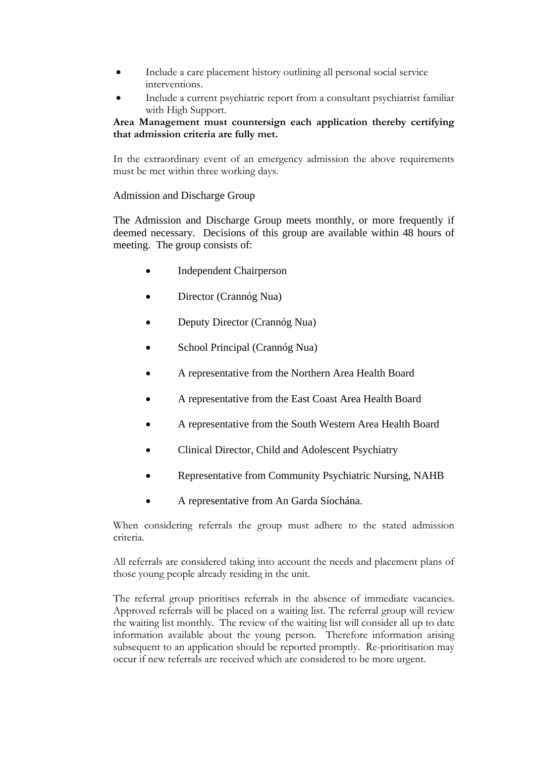- Include a care placement history outlining all personal social service interventions.
- Include a current psychiatric report from a consultant psychiatrist familiar with High Support.

**Area Management must countersign each application thereby certifying that admission criteria are fully met.**

In the extraordinary event of an emergency admission the above requirements must be met within three working days.

Admission and Discharge Group

The Admission and Discharge Group meets monthly, or more frequently if deemed necessary. Decisions of this group are available within 48 hours of meeting. The group consists of:

- Independent Chairperson
- Director (Crannóg Nua)
- Deputy Director (Crannóg Nua)
- School Principal (Crannóg Nua)
- A representative from the Northern Area Health Board
- A representative from the East Coast Area Health Board
- A representative from the South Western Area Health Board
- Clinical Director, Child and Adolescent Psychiatry
- Representative from Community Psychiatric Nursing, NAHB
- A representative from An Garda Síochána.

When considering referrals the group must adhere to the stated admission criteria.

All referrals are considered taking into account the needs and placement plans of those young people already residing in the unit.

The referral group prioritises referrals in the absence of immediate vacancies. Approved referrals will be placed on a waiting list. The referral group will review the waiting list monthly. The review of the waiting list will consider all up to date information available about the young person. Therefore information arising subsequent to an application should be reported promptly. Re-prioritisation may occur if new referrals are received which are considered to be more urgent.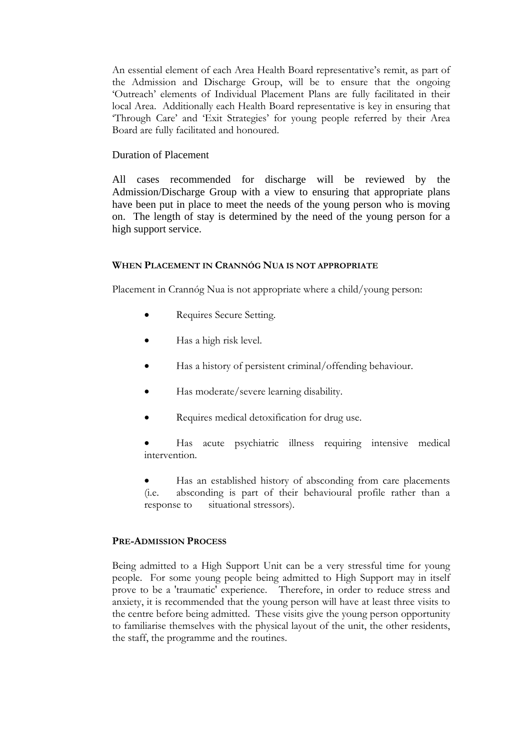An essential element of each Area Health Board representative's remit, as part of the Admission and Discharge Group, will be to ensure that the ongoing 'Outreach' elements of Individual Placement Plans are fully facilitated in their local Area. Additionally each Health Board representative is key in ensuring that 'Through Care' and 'Exit Strategies' for young people referred by their Area Board are fully facilitated and honoured.

### Duration of Placement

All cases recommended for discharge will be reviewed by the Admission/Discharge Group with a view to ensuring that appropriate plans have been put in place to meet the needs of the young person who is moving on. The length of stay is determined by the need of the young person for a high support service.

## When Placement in Crannóg Nua is not appropriate

Placement in Crannóg Nua is not appropriate where a child/young person:

- Requires Secure Setting.
- Has a high risk level.
- Has a history of persistent criminal/offending behaviour.
- Has moderate/severe learning disability.
- Requires medical detoxification for drug use.
- Has acute psychiatric illness requiring intensive medical intervention.
- Has an established history of absconding from care placements (i.e. absconding is part of their behavioural profile rather than a response to situational stressors).

## Pre-Admission Process

Being admitted to a High Support Unit can be a very stressful time for young people. For some young people being admitted to High Support may in itself prove to be a 'traumatic' experience. Therefore, in order to reduce stress and anxiety, it is recommended that the young person will have at least three visits to the centre before being admitted. These visits give the young person opportunity to familiarise themselves with the physical layout of the unit, the other residents, the staff, the programme and the routines.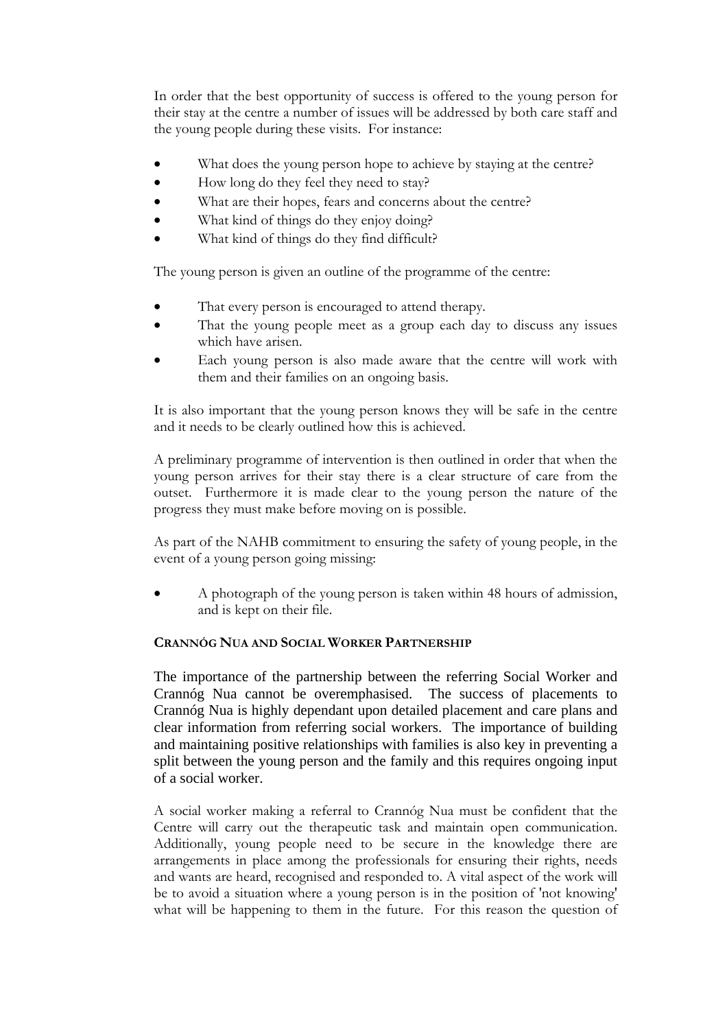In order that the best opportunity of success is offered to the young person for their stay at the centre a number of issues will be addressed by both care staff and the young people during these visits. For instance:

- What does the young person hope to achieve by staying at the centre?
- How long do they feel they need to stay?
- What are their hopes, fears and concerns about the centre?
- What kind of things do they enjoy doing?
- What kind of things do they find difficult?

The young person is given an outline of the programme of the centre:

- That every person is encouraged to attend therapy.
- That the young people meet as a group each day to discuss any issues which have arisen.
- Each young person is also made aware that the centre will work with them and their families on an ongoing basis.

It is also important that the young person knows they will be safe in the centre and it needs to be clearly outlined how this is achieved.

A preliminary programme of intervention is then outlined in order that when the young person arrives for their stay there is a clear structure of care from the outset. Furthermore it is made clear to the young person the nature of the progress they must make before moving on is possible.

As part of the NAHB commitment to ensuring the safety of young people, in the event of a young person going missing:

- A photograph of the young person is taken within 48 hours of admission, and is kept on their file.

#### CRANNÓG NUA AND SOCIAL WORKER PARTNERSHIP

The importance of the partnership between the referring Social Worker and Crannóg Nua cannot be overemphasised. The success of placements to Crannóg Nua is highly dependant upon detailed placement and care plans and clear information from referring social workers. The importance of building and maintaining positive relationships with families is also key in preventing a split between the young person and the family and this requires ongoing input of a social worker.

A social worker making a referral to Crannóg Nua must be confident that the Centre will carry out the therapeutic task and maintain open communication. Additionally, young people need to be secure in the knowledge there are arrangements in place among the professionals for ensuring their rights, needs and wants are heard, recognised and responded to. A vital aspect of the work will be to avoid a situation where a young person is in the position of 'not knowing' what will be happening to them in the future. For this reason the question of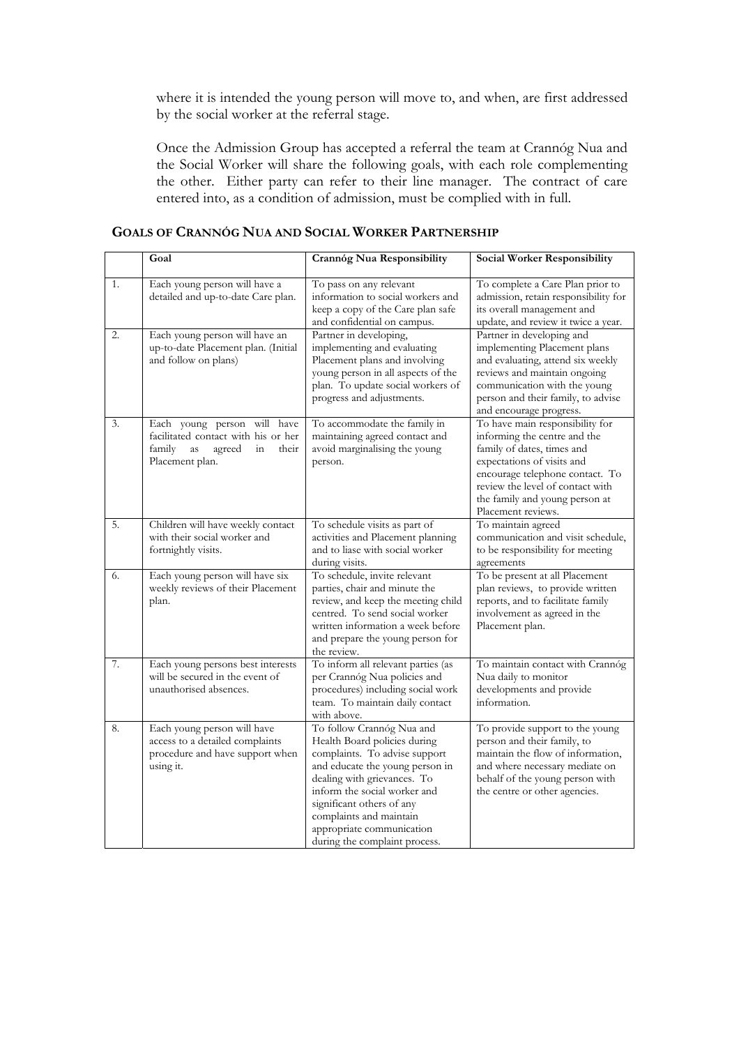where it is intended the young person will move to, and when, are first addressed by the social worker at the referral stage.

Once the Admission Group has accepted a referral the team at Crannóg Nua and the Social Worker will share the following goals, with each role complementing the other. Either party can refer to their line manager. The contract of care entered into, as a condition of admission, must be complied with in full.

## GOALS OF CRANNÓG NUA AND SOCIAL WORKER PARTNERSHIP

| | Goal | Crannóg Nua Responsibility | Social Worker Responsibility |
|---|---|---|---|
| 1. | Each young person will have a detailed and up-to-date Care plan. | To pass on any relevant information to social workers and keep a copy of the Care plan safe and confidential on campus. | To complete a Care Plan prior to admission, retain responsibility for its overall management and update, and review it twice a year. |
| 2. | Each young person will have an up-to-date Placement plan. (Initial and follow on plans) | Partner in developing, implementing and evaluating Placement plans and involving young person in all aspects of the plan. To update social workers of progress and adjustments. | Partner in developing and implementing Placement plans and evaluating, attend six weekly reviews and maintain ongoing communication with the young person and their family, to advise and encourage progress. |
| 3. | Each young person will have facilitated contact with his or her family as agreed in their Placement plan. | To accommodate the family in maintaining agreed contact and avoid marginalising the young person. | To have main responsibility for informing the centre and the family of dates, times and expectations of visits and encourage telephone contact. To review the level of contact with the family and young person at Placement reviews. |
| 5. | Children will have weekly contact with their social worker and fortnightly visits. | To schedule visits as part of activities and Placement planning and to liase with social worker during visits. | To maintain agreed communication and visit schedule, to be responsibility for meeting agreements |
| 6. | Each young person will have six weekly reviews of their Placement plan. | To schedule, invite relevant parties, chair and minute the review, and keep the meeting child centred. To send social worker written information a week before and prepare the young person for the review. | To be present at all Placement plan reviews, to provide written reports, and to facilitate family involvement as agreed in the Placement plan. |
| 7. | Each young persons best interests will be secured in the event of unauthorised absences. | To inform all relevant parties (as per Crannóg Nua policies and procedures) including social work team. To maintain daily contact with above. | To maintain contact with Crannóg Nua daily to monitor developments and provide information. |
| 8. | Each young person will have access to a detailed complaints procedure and have support when using it. | To follow Crannóg Nua and Health Board policies during complaints. To advise support and educate the young person in dealing with grievances. To inform the social worker and significant others of any complaints and maintain appropriate communication during the complaint process. | To provide support to the young person and their family, to maintain the flow of information, and where necessary mediate on behalf of the young person with the centre or other agencies. |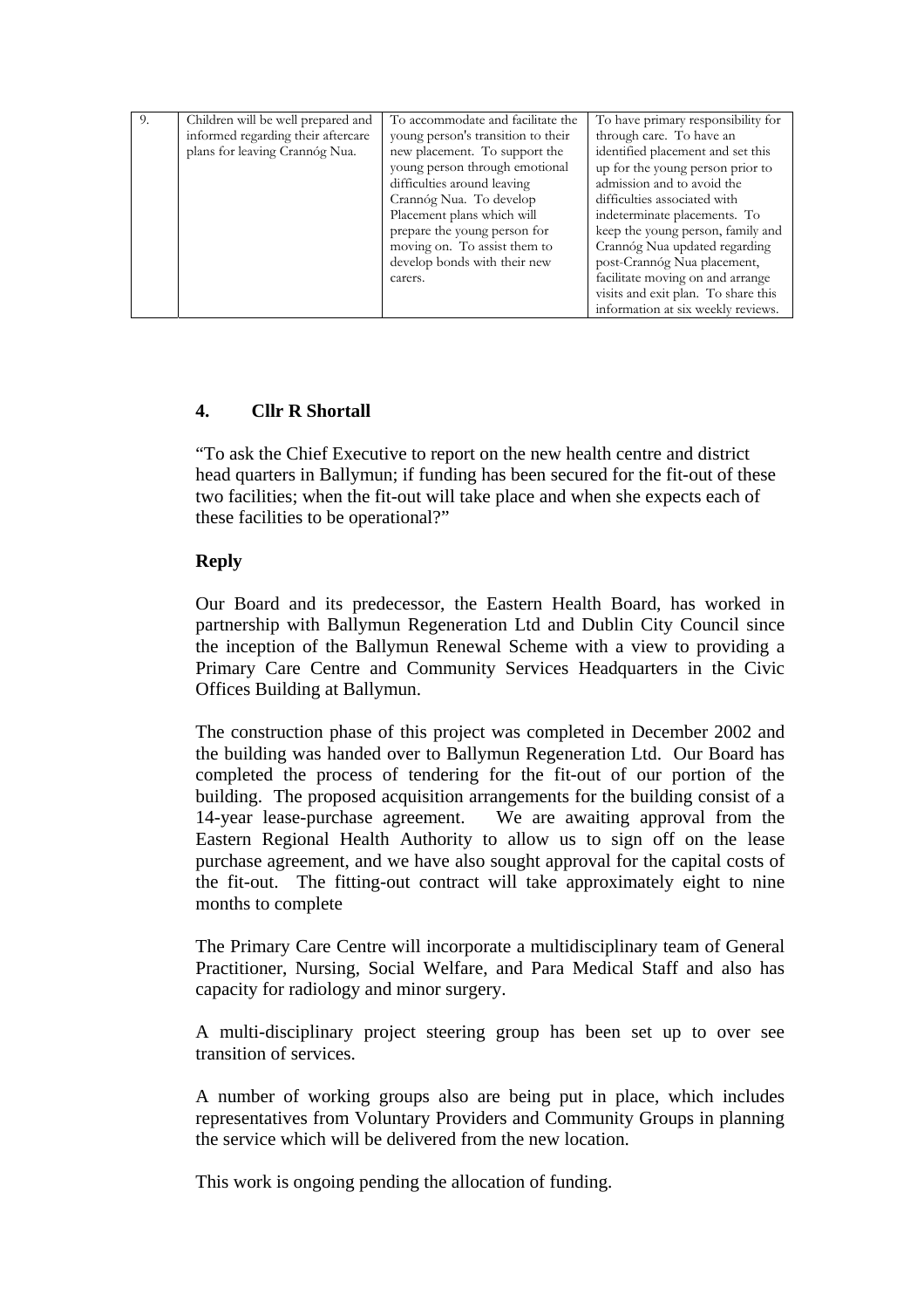| 9. | Children will be well prepared and informed regarding their aftercare plans for leaving Crannóg Nua. | To accommodate and facilitate the young person's transition to their new placement. To support the young person through emotional difficulties around leaving Crannóg Nua. To develop Placement plans which will prepare the young person for moving on. To assist them to develop bonds with their new carers. | To have primary responsibility for through care. To have an identified placement and set this up for the young person prior to admission and to avoid the difficulties associated with indeterminate placements. To keep the young person, family and Crannóg Nua updated regarding post-Crannóg Nua placement, facilitate moving on and arrange visits and exit plan. To share this information at six weekly reviews. |
|---|---|---|---|

**4. Cllr R Shortall**

"To ask the Chief Executive to report on the new health centre and district head quarters in Ballymun; if funding has been secured for the fit-out of these two facilities; when the fit-out will take place and when she expects each of these facilities to be operational?"

**Reply**

Our Board and its predecessor, the Eastern Health Board, has worked in partnership with Ballymun Regeneration Ltd and Dublin City Council since the inception of the Ballymun Renewal Scheme with a view to providing a Primary Care Centre and Community Services Headquarters in the Civic Offices Building at Ballymun.

The construction phase of this project was completed in December 2002 and the building was handed over to Ballymun Regeneration Ltd. Our Board has completed the process of tendering for the fit-out of our portion of the building. The proposed acquisition arrangements for the building consist of a 14-year lease-purchase agreement. We are awaiting approval from the Eastern Regional Health Authority to allow us to sign off on the lease purchase agreement, and we have also sought approval for the capital costs of the fit-out. The fitting-out contract will take approximately eight to nine months to complete

The Primary Care Centre will incorporate a multidisciplinary team of General Practitioner, Nursing, Social Welfare, and Para Medical Staff and also has capacity for radiology and minor surgery.

A multi-disciplinary project steering group has been set up to over see transition of services.

A number of working groups also are being put in place, which includes representatives from Voluntary Providers and Community Groups in planning the service which will be delivered from the new location.

This work is ongoing pending the allocation of funding.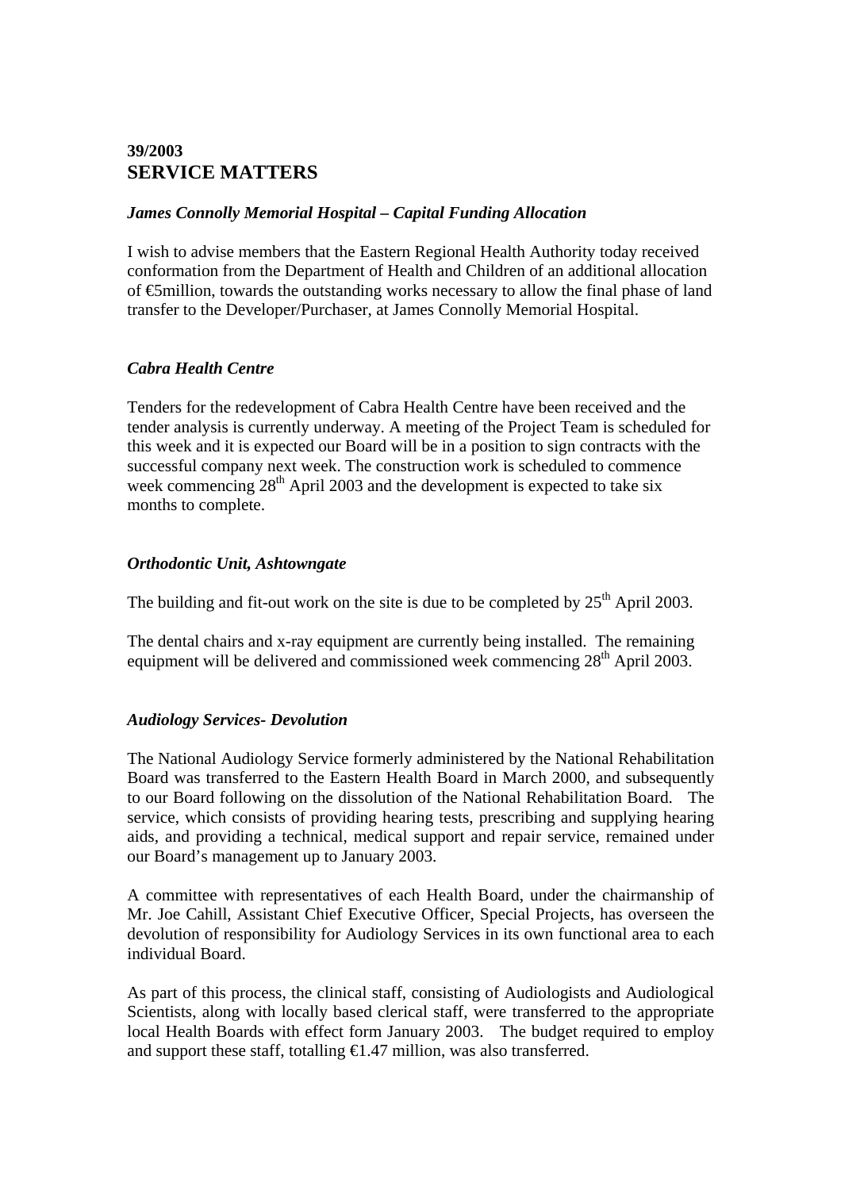## 39/2003
## SERVICE MATTERS

### *James Connolly Memorial Hospital – Capital Funding Allocation*

I wish to advise members that the Eastern Regional Health Authority today received conformation from the Department of Health and Children of an additional allocation of €5million, towards the outstanding works necessary to allow the final phase of land transfer to the Developer/Purchaser, at James Connolly Memorial Hospital.

### *Cabra Health Centre*

Tenders for the redevelopment of Cabra Health Centre have been received and the tender analysis is currently underway. A meeting of the Project Team is scheduled for this week and it is expected our Board will be in a position to sign contracts with the successful company next week. The construction work is scheduled to commence week commencing 28th April 2003 and the development is expected to take six months to complete.

### *Orthodontic Unit, Ashtowngate*

The building and fit-out work on the site is due to be completed by 25th April 2003.

The dental chairs and x-ray equipment are currently being installed. The remaining equipment will be delivered and commissioned week commencing 28th April 2003.

### *Audiology Services- Devolution*

The National Audiology Service formerly administered by the National Rehabilitation Board was transferred to the Eastern Health Board in March 2000, and subsequently to our Board following on the dissolution of the National Rehabilitation Board. The service, which consists of providing hearing tests, prescribing and supplying hearing aids, and providing a technical, medical support and repair service, remained under our Board's management up to January 2003.

A committee with representatives of each Health Board, under the chairmanship of Mr. Joe Cahill, Assistant Chief Executive Officer, Special Projects, has overseen the devolution of responsibility for Audiology Services in its own functional area to each individual Board.

As part of this process, the clinical staff, consisting of Audiologists and Audiological Scientists, along with locally based clerical staff, were transferred to the appropriate local Health Boards with effect form January 2003. The budget required to employ and support these staff, totalling €1.47 million, was also transferred.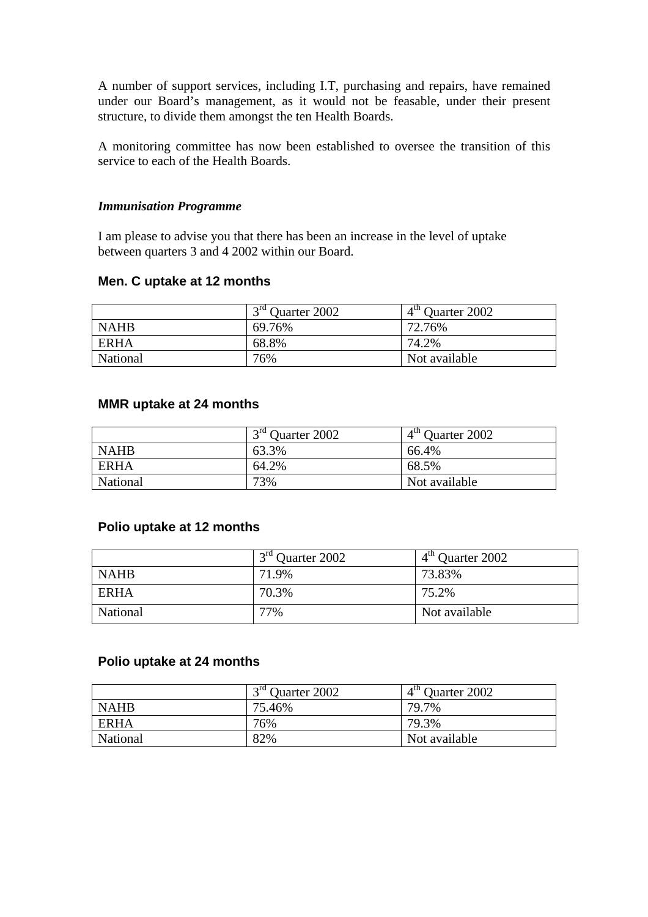A number of support services, including I.T, purchasing and repairs, have remained under our Board's management, as it would not be feasable, under their present structure, to divide them amongst the ten Health Boards.

A monitoring committee has now been established to oversee the transition of this service to each of the Health Boards.

***Immunisation Programme***

I am please to advise you that there has been an increase in the level of uptake between quarters 3 and 4 2002 within our Board.

### Men. C uptake at 12 months

| | 3rd Quarter 2002 | 4th Quarter 2002 |
|---|---|---|
| NAHB | 69.76% | 72.76% |
| ERHA | 68.8% | 74.2% |
| National | 76% | Not available |

### MMR uptake at 24 months

| | 3rd Quarter 2002 | 4th Quarter 2002 |
|---|---|---|
| NAHB | 63.3% | 66.4% |
| ERHA | 64.2% | 68.5% |
| National | 73% | Not available |

### Polio uptake at 12 months

| | 3rd Quarter 2002 | 4th Quarter 2002 |
|---|---|---|
| NAHB | 71.9% | 73.83% |
| ERHA | 70.3% | 75.2% |
| National | 77% | Not available |

### Polio uptake at 24 months

| | 3rd Quarter 2002 | 4th Quarter 2002 |
|---|---|---|
| NAHB | 75.46% | 79.7% |
| ERHA | 76% | 79.3% |
| National | 82% | Not available |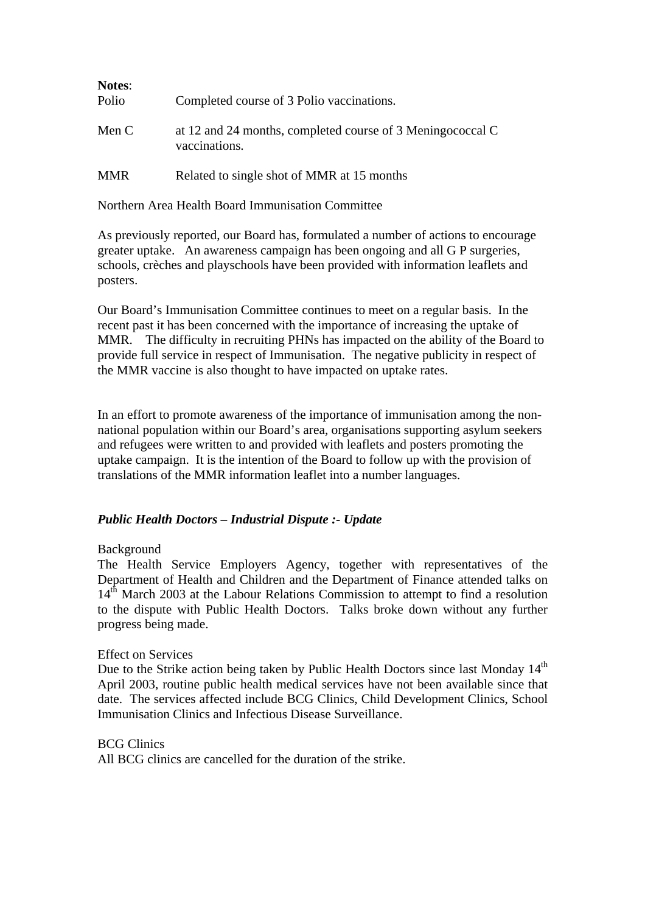**Notes**:

| | |
|---|---|
| Polio | Completed course of 3 Polio vaccinations. |
| Men C | at 12 and 24 months, completed course of 3 Meningococcal C vaccinations. |
| MMR | Related to single shot of MMR at 15 months |

Northern Area Health Board Immunisation Committee

As previously reported, our Board has, formulated a number of actions to encourage greater uptake. An awareness campaign has been ongoing and all G P surgeries, schools, crèches and playschools have been provided with information leaflets and posters.

Our Board's Immunisation Committee continues to meet on a regular basis. In the recent past it has been concerned with the importance of increasing the uptake of MMR. The difficulty in recruiting PHNs has impacted on the ability of the Board to provide full service in respect of Immunisation. The negative publicity in respect of the MMR vaccine is also thought to have impacted on uptake rates.

In an effort to promote awareness of the importance of immunisation among the non-national population within our Board's area, organisations supporting asylum seekers and refugees were written to and provided with leaflets and posters promoting the uptake campaign. It is the intention of the Board to follow up with the provision of translations of the MMR information leaflet into a number languages.

### *Public Health Doctors – Industrial Dispute :- Update*

Background

The Health Service Employers Agency, together with representatives of the Department of Health and Children and the Department of Finance attended talks on 14th March 2003 at the Labour Relations Commission to attempt to find a resolution to the dispute with Public Health Doctors. Talks broke down without any further progress being made.

Effect on Services

Due to the Strike action being taken by Public Health Doctors since last Monday 14th April 2003, routine public health medical services have not been available since that date. The services affected include BCG Clinics, Child Development Clinics, School Immunisation Clinics and Infectious Disease Surveillance.

BCG Clinics

All BCG clinics are cancelled for the duration of the strike.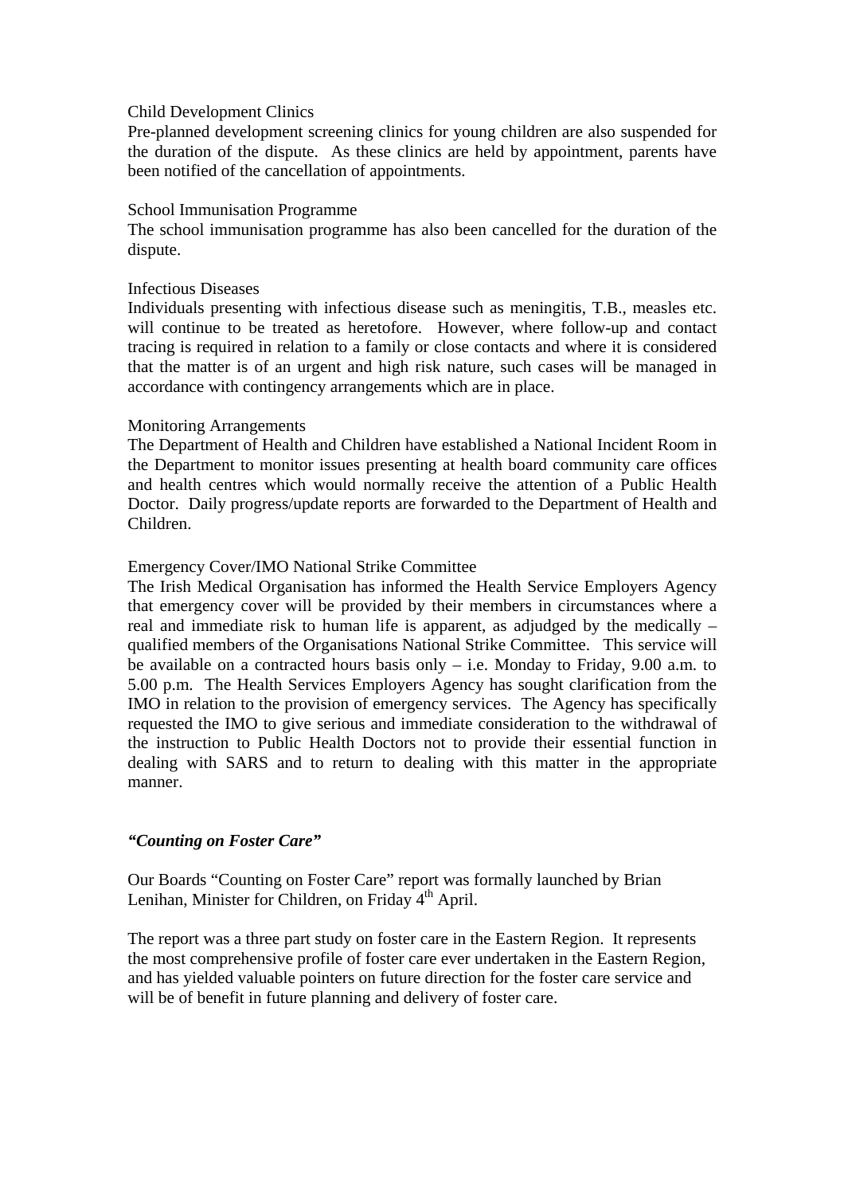Child Development Clinics
Pre-planned development screening clinics for young children are also suspended for the duration of the dispute. As these clinics are held by appointment, parents have been notified of the cancellation of appointments.

School Immunisation Programme
The school immunisation programme has also been cancelled for the duration of the dispute.

Infectious Diseases
Individuals presenting with infectious disease such as meningitis, T.B., measles etc. will continue to be treated as heretofore. However, where follow-up and contact tracing is required in relation to a family or close contacts and where it is considered that the matter is of an urgent and high risk nature, such cases will be managed in accordance with contingency arrangements which are in place.

Monitoring Arrangements
The Department of Health and Children have established a National Incident Room in the Department to monitor issues presenting at health board community care offices and health centres which would normally receive the attention of a Public Health Doctor. Daily progress/update reports are forwarded to the Department of Health and Children.

Emergency Cover/IMO National Strike Committee
The Irish Medical Organisation has informed the Health Service Employers Agency that emergency cover will be provided by their members in circumstances where a real and immediate risk to human life is apparent, as adjudged by the medically – qualified members of the Organisations National Strike Committee. This service will be available on a contracted hours basis only – i.e. Monday to Friday, 9.00 a.m. to 5.00 p.m. The Health Services Employers Agency has sought clarification from the IMO in relation to the provision of emergency services. The Agency has specifically requested the IMO to give serious and immediate consideration to the withdrawal of the instruction to Public Health Doctors not to provide their essential function in dealing with SARS and to return to dealing with this matter in the appropriate manner.

***"Counting on Foster Care"***

Our Boards "Counting on Foster Care" report was formally launched by Brian Lenihan, Minister for Children, on Friday 4th April.

The report was a three part study on foster care in the Eastern Region. It represents the most comprehensive profile of foster care ever undertaken in the Eastern Region, and has yielded valuable pointers on future direction for the foster care service and will be of benefit in future planning and delivery of foster care.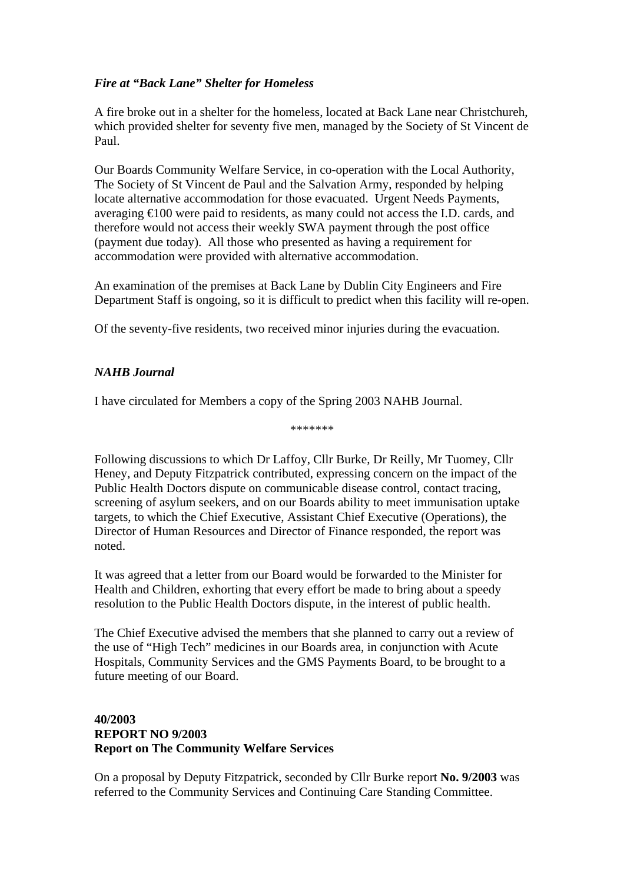***Fire at "Back Lane" Shelter for Homeless***

A fire broke out in a shelter for the homeless, located at Back Lane near Christchureh, which provided shelter for seventy five men, managed by the Society of St Vincent de Paul.

Our Boards Community Welfare Service, in co-operation with the Local Authority, The Society of St Vincent de Paul and the Salvation Army, responded by helping locate alternative accommodation for those evacuated. Urgent Needs Payments, averaging €100 were paid to residents, as many could not access the I.D. cards, and therefore would not access their weekly SWA payment through the post office (payment due today). All those who presented as having a requirement for accommodation were provided with alternative accommodation.

An examination of the premises at Back Lane by Dublin City Engineers and Fire Department Staff is ongoing, so it is difficult to predict when this facility will re-open.

Of the seventy-five residents, two received minor injuries during the evacuation.

***NAHB Journal***

I have circulated for Members a copy of the Spring 2003 NAHB Journal.

*******

Following discussions to which Dr Laffoy, Cllr Burke, Dr Reilly, Mr Tuomey, Cllr Heney, and Deputy Fitzpatrick contributed, expressing concern on the impact of the Public Health Doctors dispute on communicable disease control, contact tracing, screening of asylum seekers, and on our Boards ability to meet immunisation uptake targets, to which the Chief Executive, Assistant Chief Executive (Operations), the Director of Human Resources and Director of Finance responded, the report was noted.

It was agreed that a letter from our Board would be forwarded to the Minister for Health and Children, exhorting that every effort be made to bring about a speedy resolution to the Public Health Doctors dispute, in the interest of public health.

The Chief Executive advised the members that she planned to carry out a review of the use of "High Tech" medicines in our Boards area, in conjunction with Acute Hospitals, Community Services and the GMS Payments Board, to be brought to a future meeting of our Board.

**40/2003**
**REPORT NO 9/2003**
**Report on The Community Welfare Services**

On a proposal by Deputy Fitzpatrick, seconded by Cllr Burke report **No. 9/2003** was referred to the Community Services and Continuing Care Standing Committee.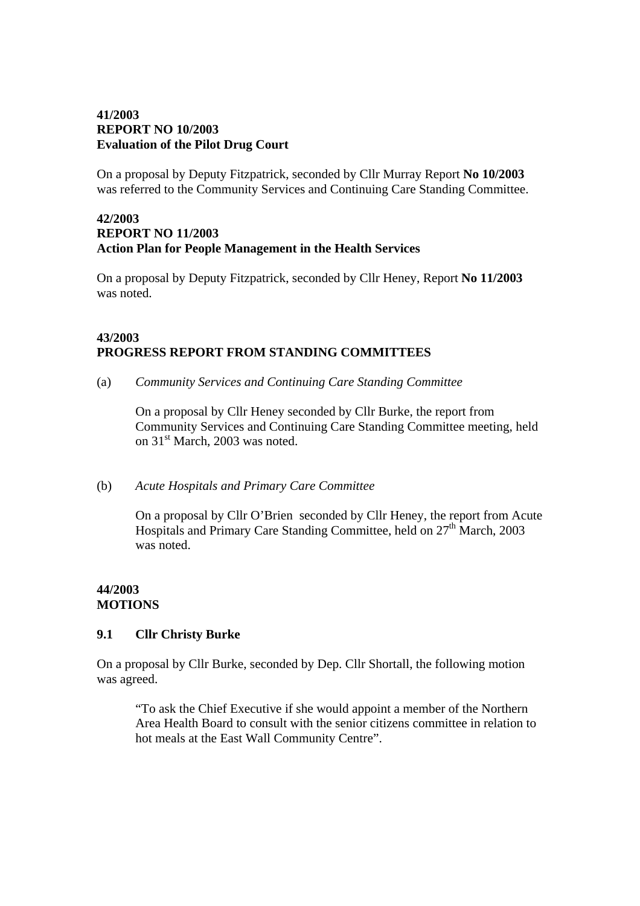**41/2003**
**REPORT NO 10/2003**
**Evaluation of the Pilot Drug Court**

On a proposal by Deputy Fitzpatrick, seconded by Cllr Murray Report **No 10/2003** was referred to the Community Services and Continuing Care Standing Committee.

**42/2003**
**REPORT NO 11/2003**
**Action Plan for People Management in the Health Services**

On a proposal by Deputy Fitzpatrick, seconded by Cllr Heney, Report **No 11/2003** was noted.

**43/2003**
**PROGRESS REPORT FROM STANDING COMMITTEES**

(a) *Community Services and Continuing Care Standing Committee*

On a proposal by Cllr Heney seconded by Cllr Burke, the report from Community Services and Continuing Care Standing Committee meeting, held on 31st March, 2003 was noted.

(b) *Acute Hospitals and Primary Care Committee*

On a proposal by Cllr O'Brien seconded by Cllr Heney, the report from Acute Hospitals and Primary Care Standing Committee, held on 27th March, 2003 was noted.

**44/2003**
**MOTIONS**

**9.1 Cllr Christy Burke**

On a proposal by Cllr Burke, seconded by Dep. Cllr Shortall, the following motion was agreed.

"To ask the Chief Executive if she would appoint a member of the Northern Area Health Board to consult with the senior citizens committee in relation to hot meals at the East Wall Community Centre".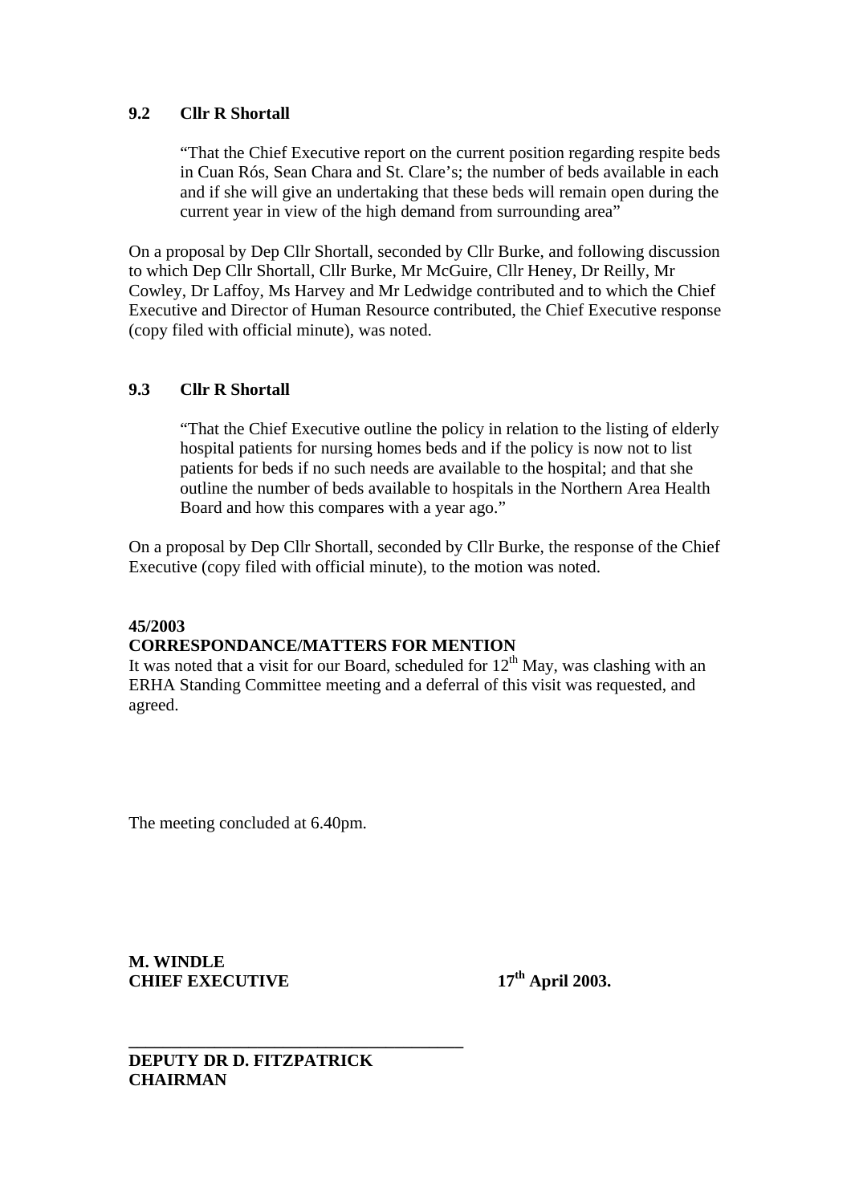### 9.2 Cllr R Shortall

> "That the Chief Executive report on the current position regarding respite beds in Cuan Rós, Sean Chara and St. Clare's; the number of beds available in each and if she will give an undertaking that these beds will remain open during the current year in view of the high demand from surrounding area"

On a proposal by Dep Cllr Shortall, seconded by Cllr Burke, and following discussion to which Dep Cllr Shortall, Cllr Burke, Mr McGuire, Cllr Heney, Dr Reilly, Mr Cowley, Dr Laffoy, Ms Harvey and Mr Ledwidge contributed and to which the Chief Executive and Director of Human Resource contributed, the Chief Executive response (copy filed with official minute), was noted.

### 9.3 Cllr R Shortall

> "That the Chief Executive outline the policy in relation to the listing of elderly hospital patients for nursing homes beds and if the policy is now not to list patients for beds if no such needs are available to the hospital; and that she outline the number of beds available to hospitals in the Northern Area Health Board and how this compares with a year ago."

On a proposal by Dep Cllr Shortall, seconded by Cllr Burke, the response of the Chief Executive (copy filed with official minute), to the motion was noted.

**45/2003**
**CORRESPONDANCE/MATTERS FOR MENTION**

It was noted that a visit for our Board, scheduled for 12th May, was clashing with an ERHA Standing Committee meeting and a deferral of this visit was requested, and agreed.

The meeting concluded at 6.40pm.

**M. WINDLE**
**CHIEF EXECUTIVE** **17th April 2003.**

\_\_\_\_\_\_\_\_\_\_\_\_\_\_\_\_\_\_\_\_\_\_\_\_\_\_\_\_\_\_\_\_\_\_\_\_\_\_\_\_

**DEPUTY DR D. FITZPATRICK**
**CHAIRMAN**